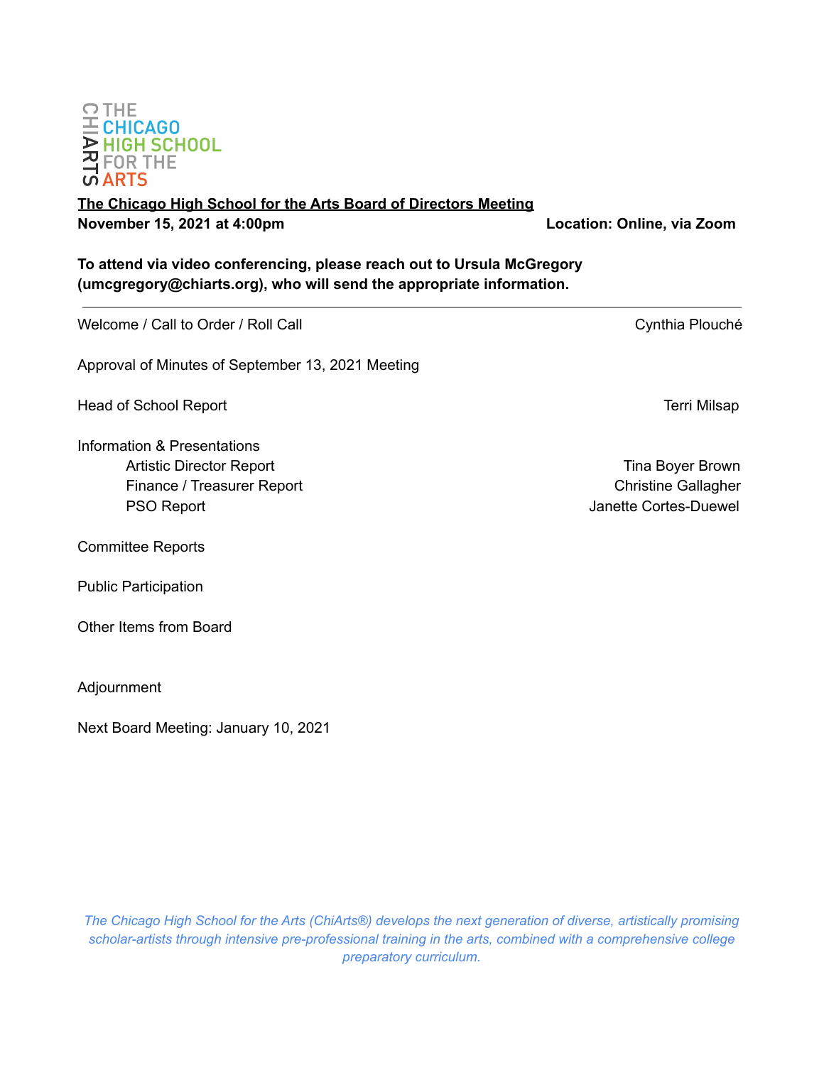THE CHICAGO HIGH SCHOOL FOR THE ARTS

# The Chicago High School for the Arts Board of Directors Meeting

**November 15, 2021 at 4:00pm** **Location: Online, via Zoom**

**To attend via video conferencing, please reach out to Ursula McGregory (umcgregory@chiarts.org), who will send the appropriate information.**

---

Welcome / Call to Order / Roll Call — Cynthia Plouché

Approval of Minutes of September 13, 2021 Meeting

Head of School Report — Terri Milsap

Information & Presentations
- Artistic Director Report — Tina Boyer Brown
- Finance / Treasurer Report — Christine Gallagher
- PSO Report — Janette Cortes-Duewel

Committee Reports

Public Participation

Other Items from Board

Adjournment

Next Board Meeting: January 10, 2021

*The Chicago High School for the Arts (ChiArts®) develops the next generation of diverse, artistically promising scholar-artists through intensive pre-professional training in the arts, combined with a comprehensive college preparatory curriculum.*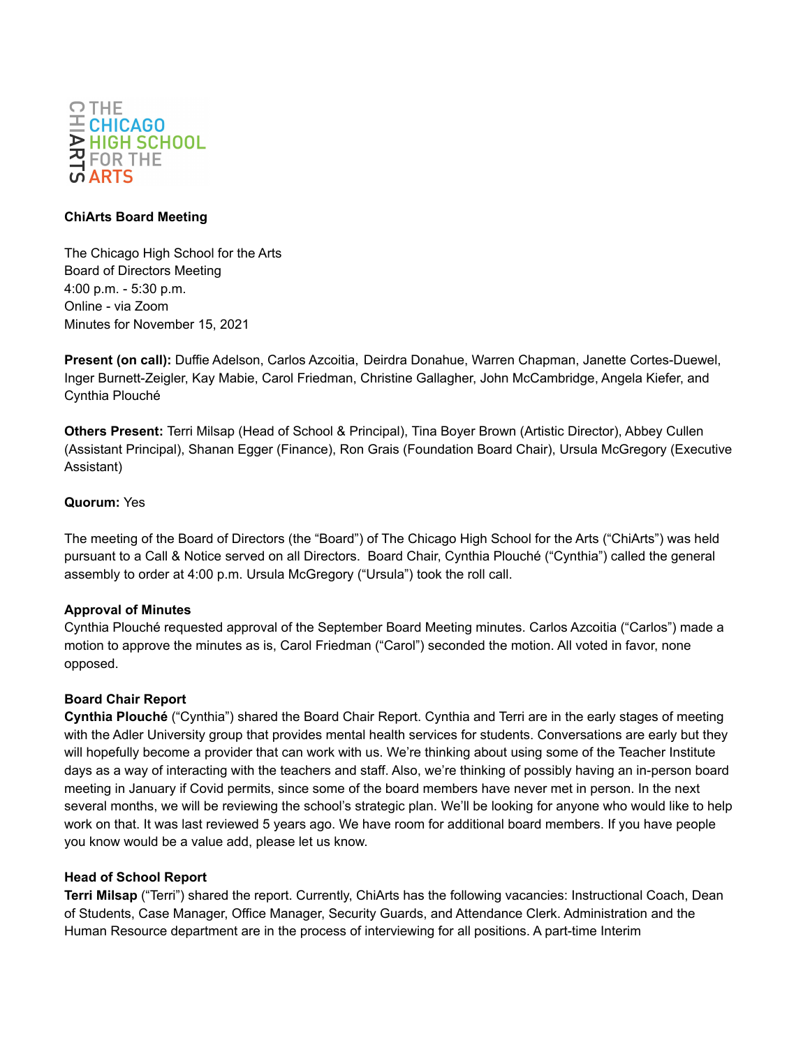**ChiArts Board Meeting**

The Chicago High School for the Arts
Board of Directors Meeting
4:00 p.m. - 5:30 p.m.
Online - via Zoom
Minutes for November 15, 2021

**Present (on call):** Duffie Adelson, Carlos Azcoitia, Deirdra Donahue, Warren Chapman, Janette Cortes-Duewel, Inger Burnett-Zeigler, Kay Mabie, Carol Friedman, Christine Gallagher, John McCambridge, Angela Kiefer, and Cynthia Plouché

**Others Present:** Terri Milsap (Head of School & Principal), Tina Boyer Brown (Artistic Director), Abbey Cullen (Assistant Principal), Shanan Egger (Finance), Ron Grais (Foundation Board Chair), Ursula McGregory (Executive Assistant)

**Quorum:** Yes

The meeting of the Board of Directors (the "Board") of The Chicago High School for the Arts ("ChiArts") was held pursuant to a Call & Notice served on all Directors. Board Chair, Cynthia Plouché ("Cynthia") called the general assembly to order at 4:00 p.m. Ursula McGregory ("Ursula") took the roll call.

**Approval of Minutes**
Cynthia Plouché requested approval of the September Board Meeting minutes. Carlos Azcoitia ("Carlos") made a motion to approve the minutes as is, Carol Friedman ("Carol") seconded the motion. All voted in favor, none opposed.

**Board Chair Report**
**Cynthia Plouché** ("Cynthia") shared the Board Chair Report. Cynthia and Terri are in the early stages of meeting with the Adler University group that provides mental health services for students. Conversations are early but they will hopefully become a provider that can work with us. We're thinking about using some of the Teacher Institute days as a way of interacting with the teachers and staff. Also, we're thinking of possibly having an in-person board meeting in January if Covid permits, since some of the board members have never met in person. In the next several months, we will be reviewing the school's strategic plan. We'll be looking for anyone who would like to help work on that. It was last reviewed 5 years ago. We have room for additional board members. If you have people you know would be a value add, please let us know.

**Head of School Report**
**Terri Milsap** ("Terri") shared the report. Currently, ChiArts has the following vacancies: Instructional Coach, Dean of Students, Case Manager, Office Manager, Security Guards, and Attendance Clerk. Administration and the Human Resource department are in the process of interviewing for all positions. A part-time Interim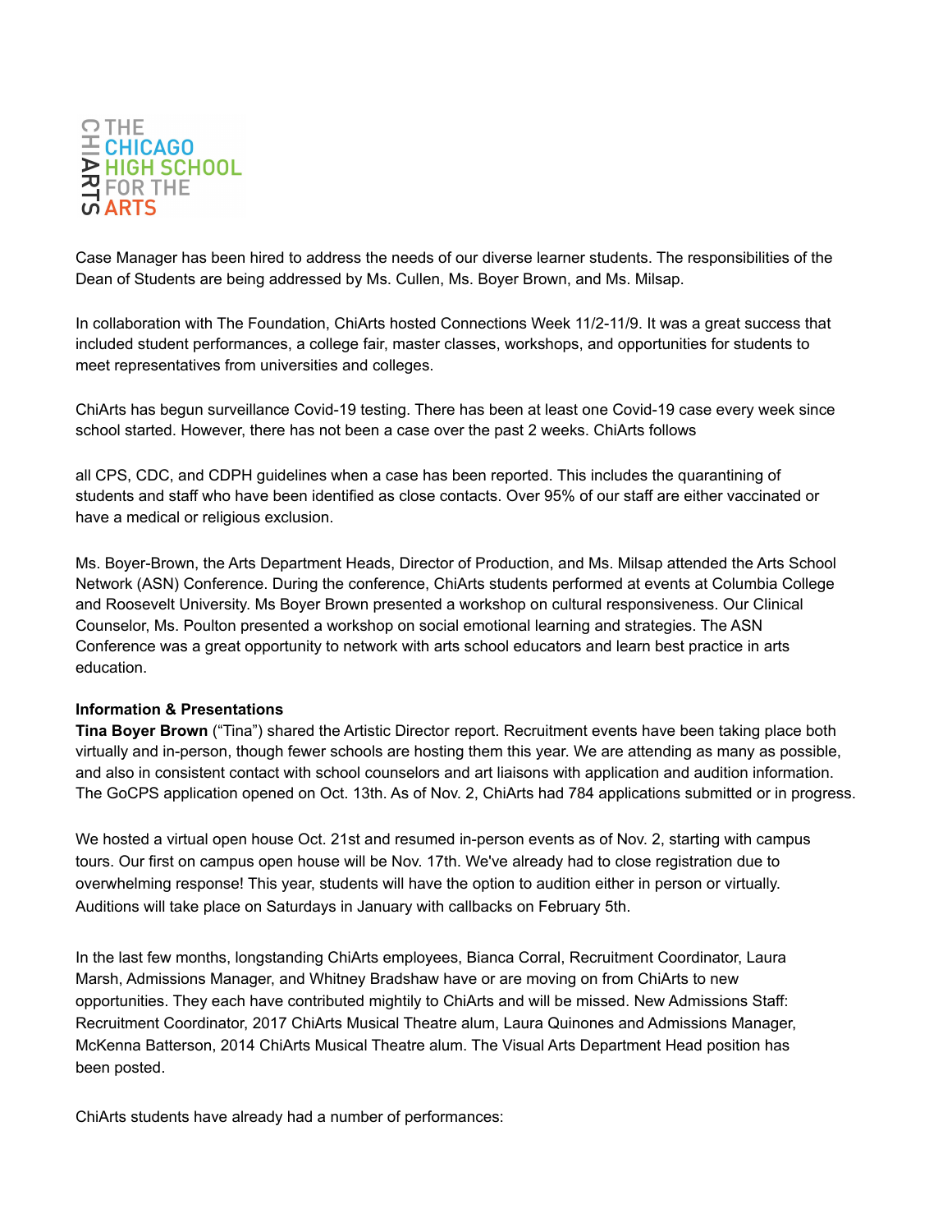Case Manager has been hired to address the needs of our diverse learner students. The responsibilities of the Dean of Students are being addressed by Ms. Cullen, Ms. Boyer Brown, and Ms. Milsap.

In collaboration with The Foundation, ChiArts hosted Connections Week 11/2-11/9. It was a great success that included student performances, a college fair, master classes, workshops, and opportunities for students to meet representatives from universities and colleges.

ChiArts has begun surveillance Covid-19 testing. There has been at least one Covid-19 case every week since school started. However, there has not been a case over the past 2 weeks. ChiArts follows

all CPS, CDC, and CDPH guidelines when a case has been reported. This includes the quarantining of students and staff who have been identified as close contacts. Over 95% of our staff are either vaccinated or have a medical or religious exclusion.

Ms. Boyer-Brown, the Arts Department Heads, Director of Production, and Ms. Milsap attended the Arts School Network (ASN) Conference. During the conference, ChiArts students performed at events at Columbia College and Roosevelt University. Ms Boyer Brown presented a workshop on cultural responsiveness. Our Clinical Counselor, Ms. Poulton presented a workshop on social emotional learning and strategies. The ASN Conference was a great opportunity to network with arts school educators and learn best practice in arts education.

**Information & Presentations**

**Tina Boyer Brown** ("Tina") shared the Artistic Director report. Recruitment events have been taking place both virtually and in-person, though fewer schools are hosting them this year. We are attending as many as possible, and also in consistent contact with school counselors and art liaisons with application and audition information. The GoCPS application opened on Oct. 13th. As of Nov. 2, ChiArts had 784 applications submitted or in progress.

We hosted a virtual open house Oct. 21st and resumed in-person events as of Nov. 2, starting with campus tours. Our first on campus open house will be Nov. 17th. We've already had to close registration due to overwhelming response! This year, students will have the option to audition either in person or virtually. Auditions will take place on Saturdays in January with callbacks on February 5th.

In the last few months, longstanding ChiArts employees, Bianca Corral, Recruitment Coordinator, Laura Marsh, Admissions Manager, and Whitney Bradshaw have or are moving on from ChiArts to new opportunities. They each have contributed mightily to ChiArts and will be missed. New Admissions Staff: Recruitment Coordinator, 2017 ChiArts Musical Theatre alum, Laura Quinones and Admissions Manager, McKenna Batterson, 2014 ChiArts Musical Theatre alum. The Visual Arts Department Head position has been posted.

ChiArts students have already had a number of performances: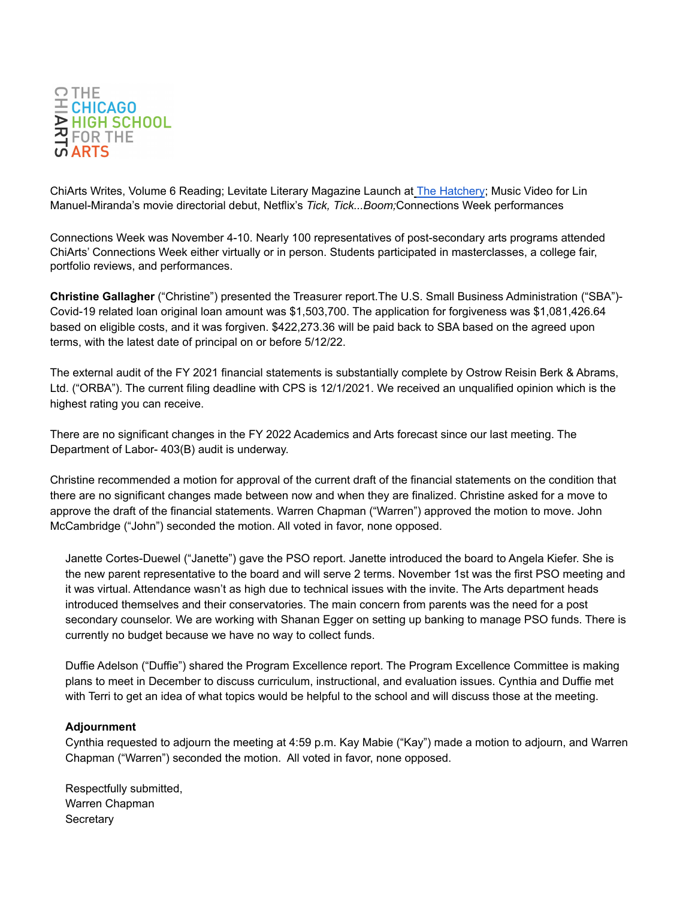ChiArts Writes, Volume 6 Reading; Levitate Literary Magazine Launch at The Hatchery; Music Video for Lin Manuel-Miranda's movie directorial debut, Netflix's *Tick, Tick...Boom;*Connections Week performances

Connections Week was November 4-10. Nearly 100 representatives of post-secondary arts programs attended ChiArts' Connections Week either virtually or in person. Students participated in masterclasses, a college fair, portfolio reviews, and performances.

**Christine Gallagher** ("Christine") presented the Treasurer report.The U.S. Small Business Administration ("SBA")-Covid-19 related loan original loan amount was $1,503,700. The application for forgiveness was $1,081,426.64 based on eligible costs, and it was forgiven. $422,273.36 will be paid back to SBA based on the agreed upon terms, with the latest date of principal on or before 5/12/22.

The external audit of the FY 2021 financial statements is substantially complete by Ostrow Reisin Berk & Abrams, Ltd. ("ORBA"). The current filing deadline with CPS is 12/1/2021. We received an unqualified opinion which is the highest rating you can receive.

There are no significant changes in the FY 2022 Academics and Arts forecast since our last meeting. The Department of Labor- 403(B) audit is underway.

Christine recommended a motion for approval of the current draft of the financial statements on the condition that there are no significant changes made between now and when they are finalized. Christine asked for a move to approve the draft of the financial statements. Warren Chapman ("Warren") approved the motion to move. John McCambridge ("John") seconded the motion. All voted in favor, none opposed.

Janette Cortes-Duewel ("Janette") gave the PSO report. Janette introduced the board to Angela Kiefer. She is the new parent representative to the board and will serve 2 terms. November 1st was the first PSO meeting and it was virtual. Attendance wasn't as high due to technical issues with the invite. The Arts department heads introduced themselves and their conservatories. The main concern from parents was the need for a post secondary counselor. We are working with Shanan Egger on setting up banking to manage PSO funds. There is currently no budget because we have no way to collect funds.

Duffie Adelson ("Duffie") shared the Program Excellence report. The Program Excellence Committee is making plans to meet in December to discuss curriculum, instructional, and evaluation issues. Cynthia and Duffie met with Terri to get an idea of what topics would be helpful to the school and will discuss those at the meeting.

**Adjournment**

Cynthia requested to adjourn the meeting at 4:59 p.m. Kay Mabie ("Kay") made a motion to adjourn, and Warren Chapman ("Warren") seconded the motion. All voted in favor, none opposed.

Respectfully submitted,
Warren Chapman
Secretary